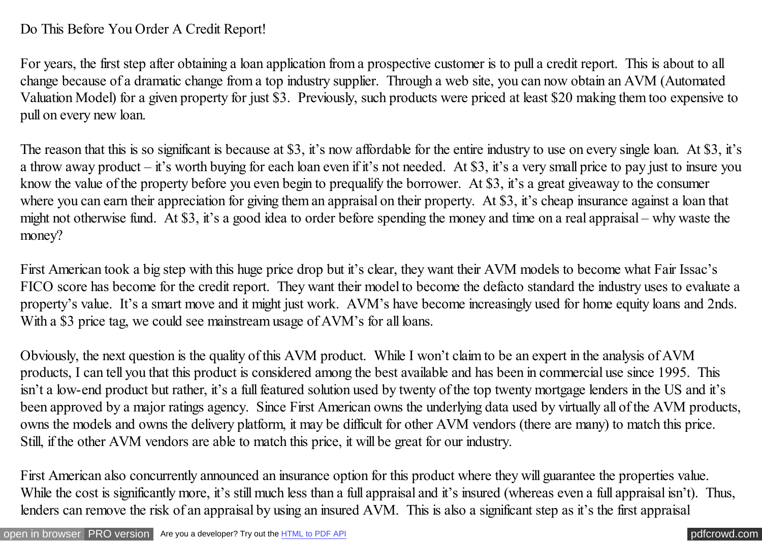Do This Before You Order A Credit Report!

For years, the first step after obtaining a loan application from a prospective customer is to pull a credit report. This is about to all change because of a dramatic change from a top industry supplier. Through a web site, you can now obtain an AVM (Automated Valuation Model) for a given property for just $3. Previously, such products were priced at least $20 making them too expensive to pull on every new loan.

The reason that this is so significant is because at $3, it's now affordable for the entire industry to use on every single loan. At $3, it's a throw away product – it's worth buying for each loan even if it's not needed. At $3, it's a very small price to pay just to insure you know the value of the property before you even begin to prequalify the borrower. At $3, it's a great giveaway to the consumer where you can earn their appreciation for giving them an appraisal on their property. At $3, it's cheap insurance against a loan that might not otherwise fund. At $3, it's a good idea to order before spending the money and time on a real appraisal – why waste the money?

First American took a big step with this huge price drop but it's clear, they want their AVM models to become what Fair Issac's FICO score has become for the credit report. They want their model to become the defacto standard the industry uses to evaluate a property's value. It's a smart move and it might just work. AVM's have become increasingly used for home equity loans and 2nds. With a $3 price tag, we could see mainstream usage of AVM's for all loans.

Obviously, the next question is the quality of this AVM product. While I won't claim to be an expert in the analysis of AVM products, I can tell you that this product is considered among the best available and has been in commercial use since 1995. This isn't a low-end product but rather, it's a full featured solution used by twenty of the top twenty mortgage lenders in the US and it's been approved by a major ratings agency. Since First American owns the underlying data used by virtually all of the AVM products, owns the models and owns the delivery platform, it may be difficult for other AVM vendors (there are many) to match this price. Still, if the other AVM vendors are able to match this price, it will be great for our industry.

First American also concurrently announced an insurance option for this product where they will guarantee the properties value. While the cost is significantly more, it's still much less than a full appraisal and it's insured (whereas even a full appraisal isn't). Thus, lenders can remove the risk of an appraisal by using an insured AVM. This is also a significant step as it's the first appraisal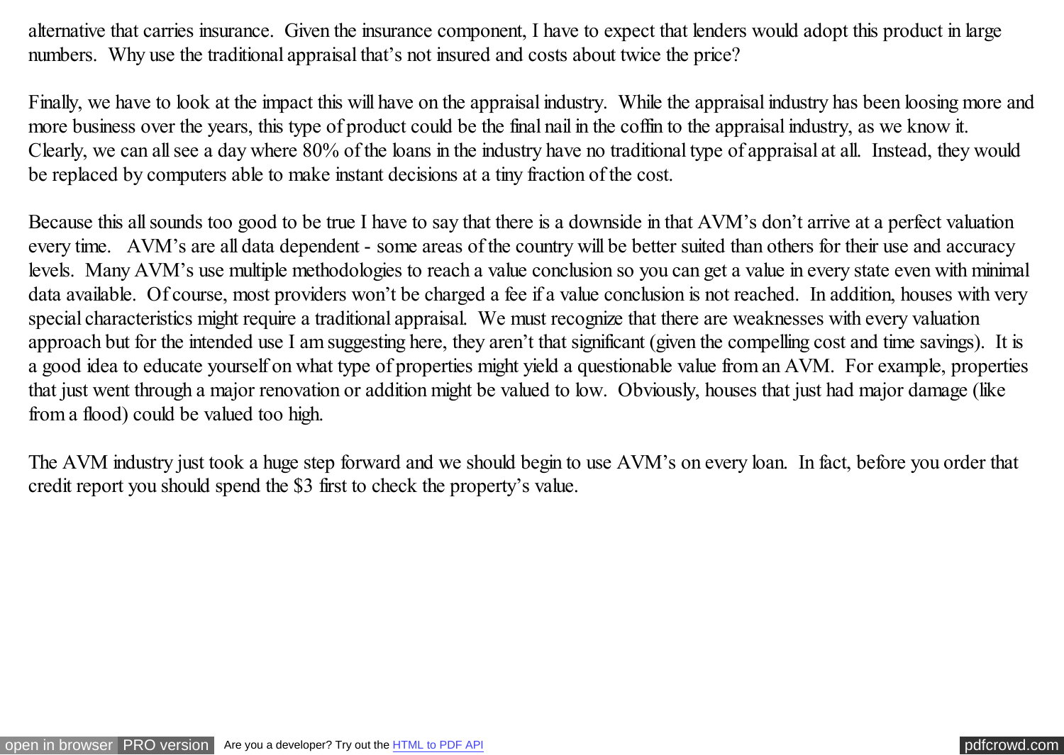alternative that carries insurance. Given the insurance component, I have to expect that lenders would adopt this product in large numbers. Why use the traditional appraisal that's not insured and costs about twice the price?

Finally, we have to look at the impact this will have on the appraisal industry. While the appraisal industry has been loosing more and more business over the years, this type of product could be the final nail in the coffin to the appraisal industry, as we know it. Clearly, we can all see a day where 80% of the loans in the industry have no traditional type of appraisal at all. Instead, they would be replaced by computers able to make instant decisions at a tiny fraction of the cost.

Because this all sounds too good to be true I have to say that there is a downside in that AVM's don't arrive at a perfect valuation every time. AVM's are all data dependent - some areas of the country will be better suited than others for their use and accuracy levels. Many AVM's use multiple methodologies to reach a value conclusion so you can get a value in every state even with minimal data available. Of course, most providers won't be charged a fee if a value conclusion is not reached. In addition, houses with very special characteristics might require a traditional appraisal. We must recognize that there are weaknesses with every valuation approach but for the intended use I am suggesting here, they aren't that significant (given the compelling cost and time savings). It is a good idea to educate yourself on what type of properties might yield a questionable value from an AVM. For example, properties that just went through a major renovation or addition might be valued to low. Obviously, houses that just had major damage (like from a flood) could be valued too high.

The AVM industry just took a huge step forward and we should begin to use AVM's on every loan. In fact, before you order that credit report you should spend the $3 first to check the property's value.